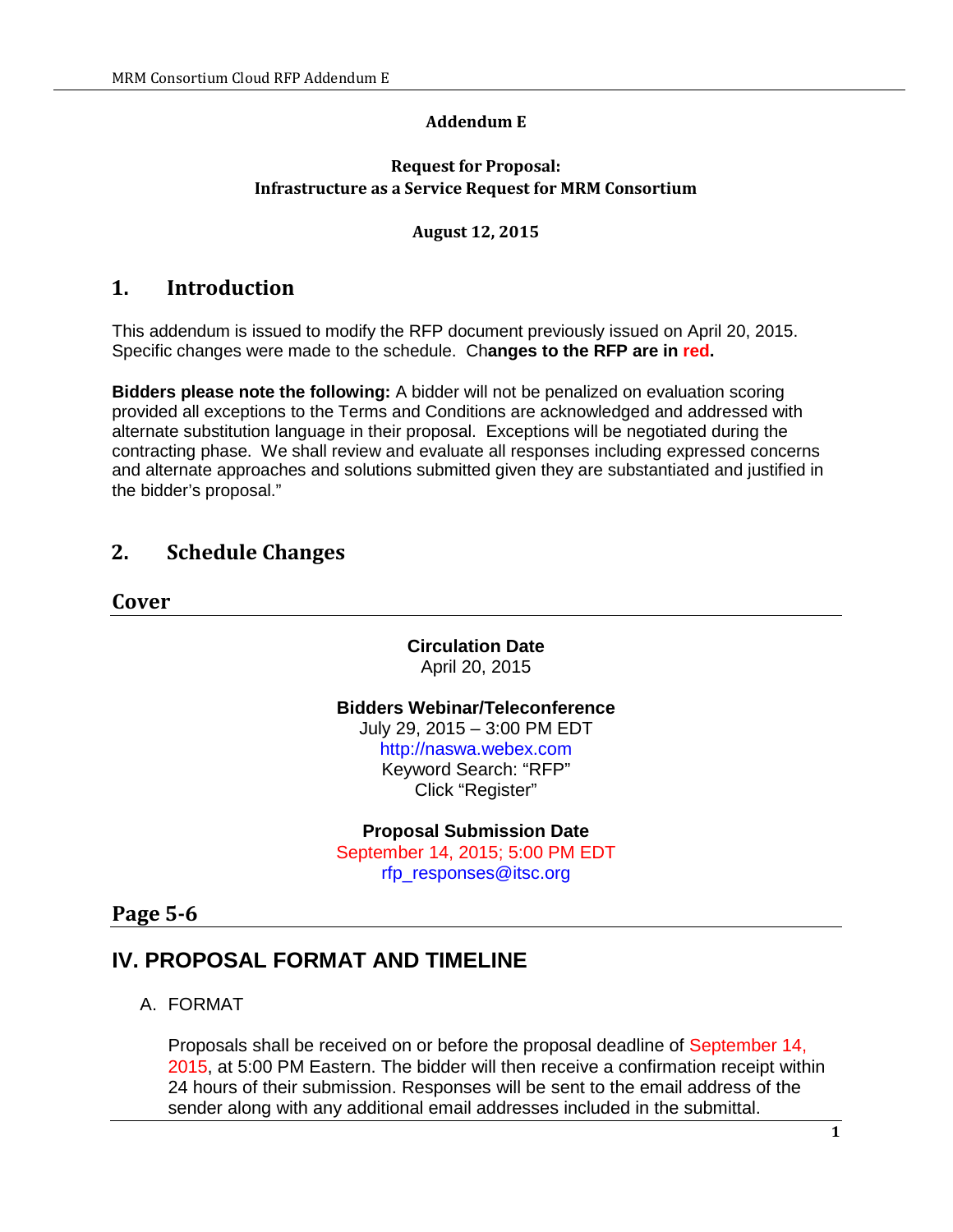**Addendum E**

**Request for Proposal:**
**Infrastructure as a Service Request for MRM Consortium**

**August 12, 2015**

## 1. Introduction

This addendum is issued to modify the RFP document previously issued on April 20, 2015. Specific changes were made to the schedule. Ch**anges to the RFP are in red.**

**Bidders please note the following:** A bidder will not be penalized on evaluation scoring provided all exceptions to the Terms and Conditions are acknowledged and addressed with alternate substitution language in their proposal. Exceptions will be negotiated during the contracting phase. We shall review and evaluate all responses including expressed concerns and alternate approaches and solutions submitted given they are substantiated and justified in the bidder's proposal."

## 2. Schedule Changes

### Cover

**Circulation Date**
April 20, 2015

**Bidders Webinar/Teleconference**
July 29, 2015 – 3:00 PM EDT
http://naswa.webex.com
Keyword Search: "RFP"
Click "Register"

**Proposal Submission Date**
September 14, 2015; 5:00 PM EDT
rfp_responses@itsc.org

### Page 5-6

## IV. PROPOSAL FORMAT AND TIMELINE

A. FORMAT

Proposals shall be received on or before the proposal deadline of September 14, 2015, at 5:00 PM Eastern. The bidder will then receive a confirmation receipt within 24 hours of their submission. Responses will be sent to the email address of the sender along with any additional email addresses included in the submittal.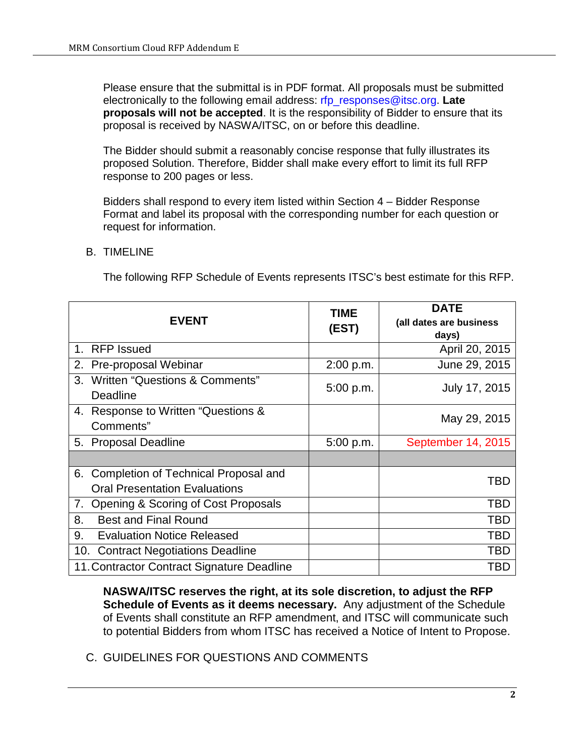Please ensure that the submittal is in PDF format. All proposals must be submitted electronically to the following email address: rfp_responses@itsc.org. **Late proposals will not be accepted**. It is the responsibility of Bidder to ensure that its proposal is received by NASWA/ITSC, on or before this deadline.

The Bidder should submit a reasonably concise response that fully illustrates its proposed Solution. Therefore, Bidder shall make every effort to limit its full RFP response to 200 pages or less.

Bidders shall respond to every item listed within Section 4 – Bidder Response Format and label its proposal with the corresponding number for each question or request for information.

B. TIMELINE

The following RFP Schedule of Events represents ITSC's best estimate for this RFP.

| EVENT | TIME (EST) | DATE (all dates are business days) |
|---|---|---|
| 1. RFP Issued | | April 20, 2015 |
| 2. Pre-proposal Webinar | 2:00 p.m. | June 29, 2015 |
| 3. Written "Questions & Comments" Deadline | 5:00 p.m. | July 17, 2015 |
| 4. Response to Written "Questions & Comments" | | May 29, 2015 |
| 5. Proposal Deadline | 5:00 p.m. | September 14, 2015 |
| | | |
| 6. Completion of Technical Proposal and Oral Presentation Evaluations | | TBD |
| 7. Opening & Scoring of Cost Proposals | | TBD |
| 8. Best and Final Round | | TBD |
| 9. Evaluation Notice Released | | TBD |
| 10. Contract Negotiations Deadline | | TBD |
| 11. Contractor Contract Signature Deadline | | TBD |

**NASWA/ITSC reserves the right, at its sole discretion, to adjust the RFP Schedule of Events as it deems necessary.** Any adjustment of the Schedule of Events shall constitute an RFP amendment, and ITSC will communicate such to potential Bidders from whom ITSC has received a Notice of Intent to Propose.

C. GUIDELINES FOR QUESTIONS AND COMMENTS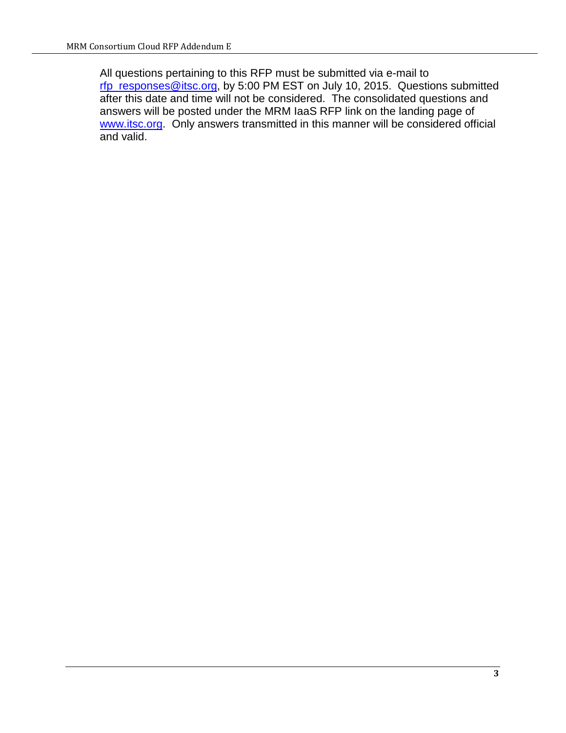All questions pertaining to this RFP must be submitted via e-mail to rfp_responses@itsc.org, by 5:00 PM EST on July 10, 2015. Questions submitted after this date and time will not be considered. The consolidated questions and answers will be posted under the MRM IaaS RFP link on the landing page of www.itsc.org. Only answers transmitted in this manner will be considered official and valid.